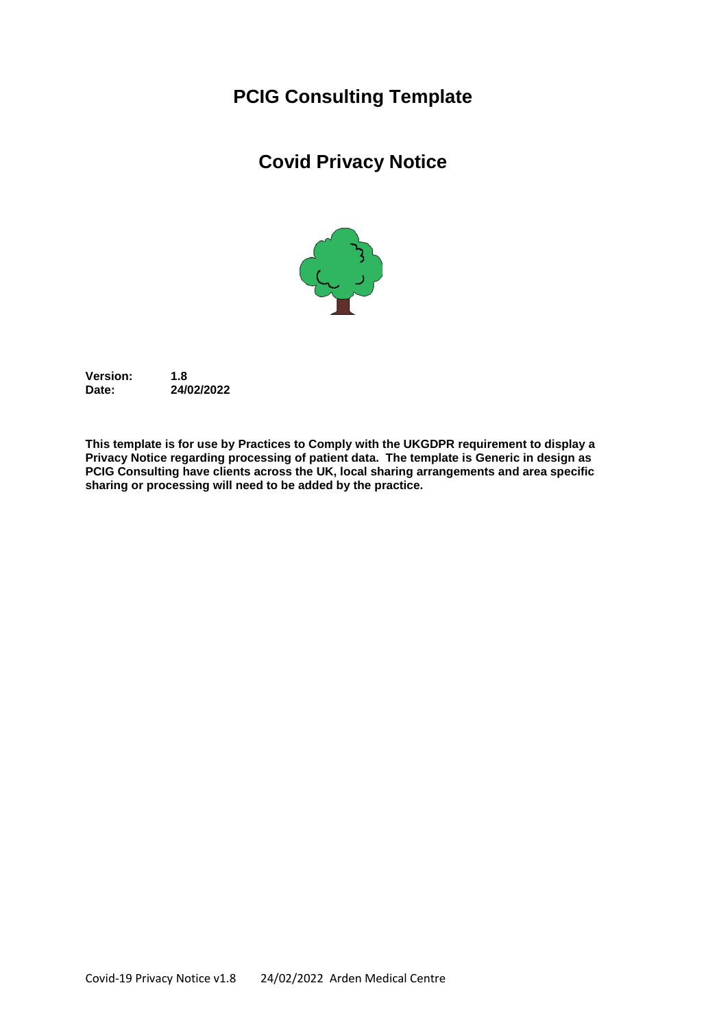# PCIG Consulting Template

## Covid Privacy Notice

**Version:** 1.8
**Date:** 24/02/2022

**This template is for use by Practices to Comply with the UKGDPR requirement to display a Privacy Notice regarding processing of patient data. The template is Generic in design as PCIG Consulting have clients across the UK, local sharing arrangements and area specific sharing or processing will need to be added by the practice.**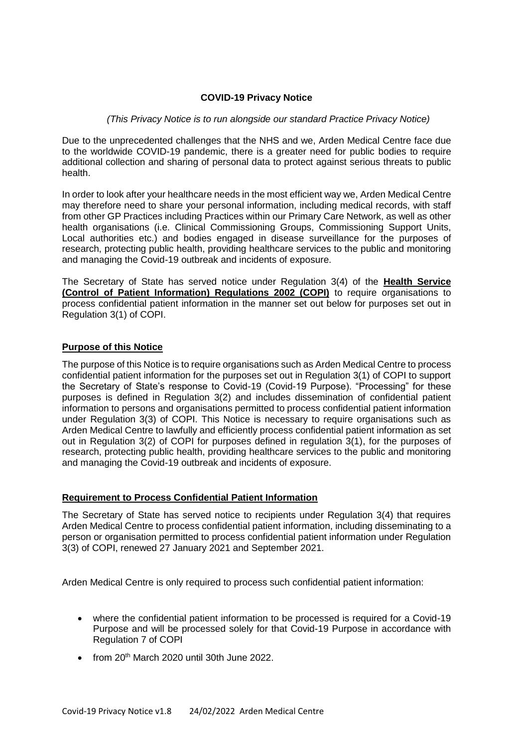**COVID-19 Privacy Notice**

*(This Privacy Notice is to run alongside our standard Practice Privacy Notice)*

Due to the unprecedented challenges that the NHS and we, Arden Medical Centre face due to the worldwide COVID-19 pandemic, there is a greater need for public bodies to require additional collection and sharing of personal data to protect against serious threats to public health.

In order to look after your healthcare needs in the most efficient way we, Arden Medical Centre may therefore need to share your personal information, including medical records, with staff from other GP Practices including Practices within our Primary Care Network, as well as other health organisations (i.e. Clinical Commissioning Groups, Commissioning Support Units, Local authorities etc.) and bodies engaged in disease surveillance for the purposes of research, protecting public health, providing healthcare services to the public and monitoring and managing the Covid-19 outbreak and incidents of exposure.

The Secretary of State has served notice under Regulation 3(4) of the **Health Service (Control of Patient Information) Regulations 2002 (COPI)** to require organisations to process confidential patient information in the manner set out below for purposes set out in Regulation 3(1) of COPI.

**Purpose of this Notice**

The purpose of this Notice is to require organisations such as Arden Medical Centre to process confidential patient information for the purposes set out in Regulation 3(1) of COPI to support the Secretary of State's response to Covid-19 (Covid-19 Purpose). "Processing" for these purposes is defined in Regulation 3(2) and includes dissemination of confidential patient information to persons and organisations permitted to process confidential patient information under Regulation 3(3) of COPI. This Notice is necessary to require organisations such as Arden Medical Centre to lawfully and efficiently process confidential patient information as set out in Regulation 3(2) of COPI for purposes defined in regulation 3(1), for the purposes of research, protecting public health, providing healthcare services to the public and monitoring and managing the Covid-19 outbreak and incidents of exposure.

**Requirement to Process Confidential Patient Information**

The Secretary of State has served notice to recipients under Regulation 3(4) that requires Arden Medical Centre to process confidential patient information, including disseminating to a person or organisation permitted to process confidential patient information under Regulation 3(3) of COPI, renewed 27 January 2021 and September 2021.

Arden Medical Centre is only required to process such confidential patient information:

- where the confidential patient information to be processed is required for a Covid-19 Purpose and will be processed solely for that Covid-19 Purpose in accordance with Regulation 7 of COPI
- from 20th March 2020 until 30th June 2022.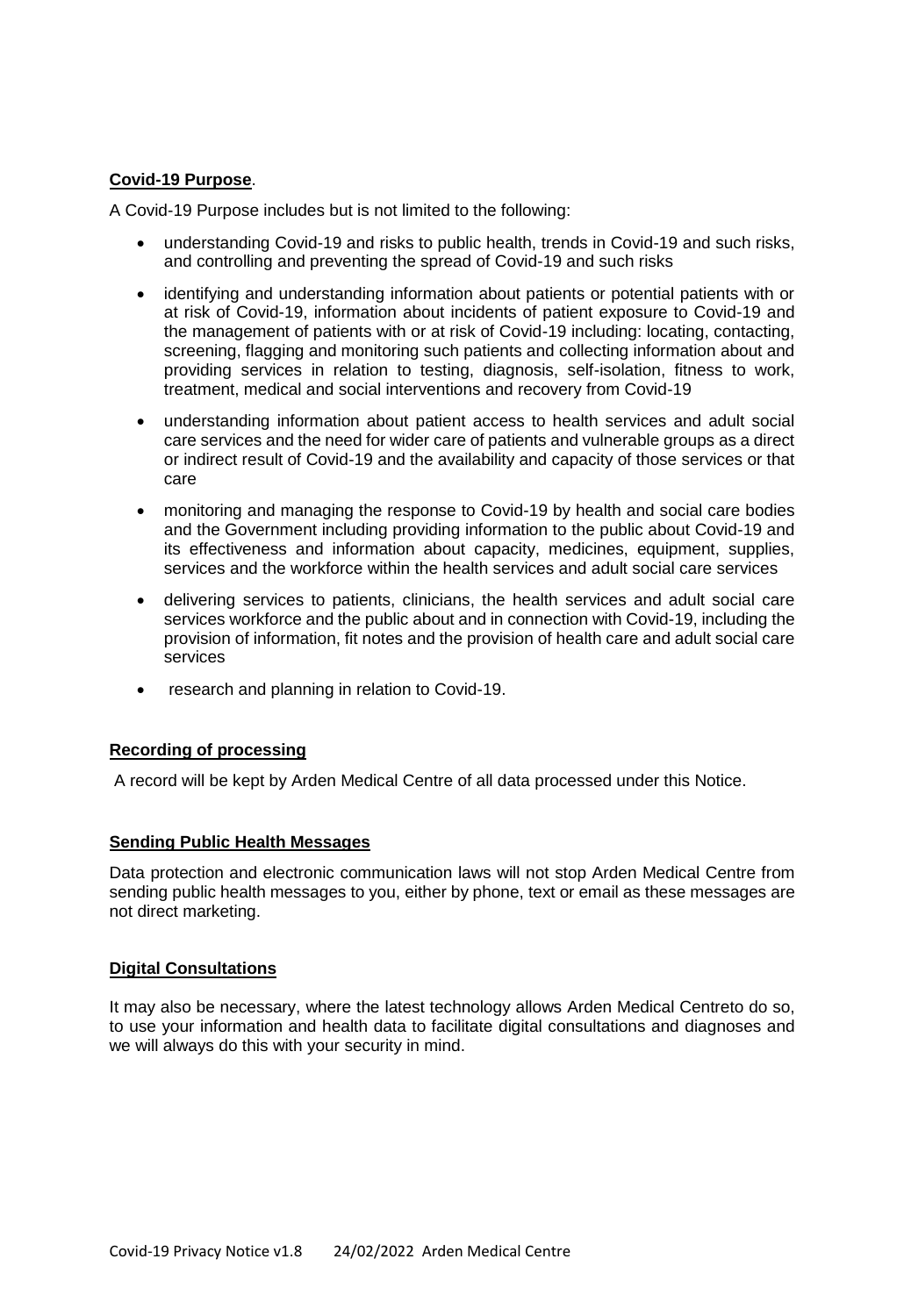**Covid-19 Purpose**.

A Covid-19 Purpose includes but is not limited to the following:

- understanding Covid-19 and risks to public health, trends in Covid-19 and such risks, and controlling and preventing the spread of Covid-19 and such risks
- identifying and understanding information about patients or potential patients with or at risk of Covid-19, information about incidents of patient exposure to Covid-19 and the management of patients with or at risk of Covid-19 including: locating, contacting, screening, flagging and monitoring such patients and collecting information about and providing services in relation to testing, diagnosis, self-isolation, fitness to work, treatment, medical and social interventions and recovery from Covid-19
- understanding information about patient access to health services and adult social care services and the need for wider care of patients and vulnerable groups as a direct or indirect result of Covid-19 and the availability and capacity of those services or that care
- monitoring and managing the response to Covid-19 by health and social care bodies and the Government including providing information to the public about Covid-19 and its effectiveness and information about capacity, medicines, equipment, supplies, services and the workforce within the health services and adult social care services
- delivering services to patients, clinicians, the health services and adult social care services workforce and the public about and in connection with Covid-19, including the provision of information, fit notes and the provision of health care and adult social care services
- research and planning in relation to Covid-19.

**Recording of processing**

A record will be kept by Arden Medical Centre of all data processed under this Notice.

**Sending Public Health Messages**

Data protection and electronic communication laws will not stop Arden Medical Centre from sending public health messages to you, either by phone, text or email as these messages are not direct marketing.

**Digital Consultations**

It may also be necessary, where the latest technology allows Arden Medical Centreto do so, to use your information and health data to facilitate digital consultations and diagnoses and we will always do this with your security in mind.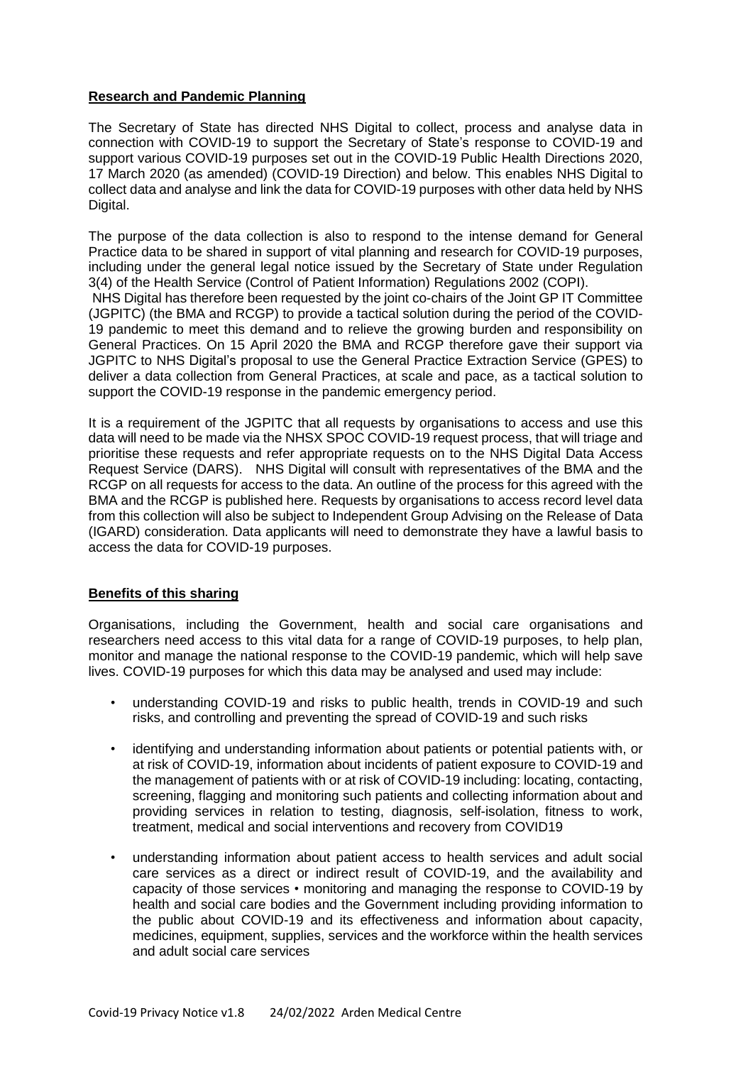## Research and Pandemic Planning

The Secretary of State has directed NHS Digital to collect, process and analyse data in connection with COVID-19 to support the Secretary of State's response to COVID-19 and support various COVID-19 purposes set out in the COVID-19 Public Health Directions 2020, 17 March 2020 (as amended) (COVID-19 Direction) and below. This enables NHS Digital to collect data and analyse and link the data for COVID-19 purposes with other data held by NHS Digital.

The purpose of the data collection is also to respond to the intense demand for General Practice data to be shared in support of vital planning and research for COVID-19 purposes, including under the general legal notice issued by the Secretary of State under Regulation 3(4) of the Health Service (Control of Patient Information) Regulations 2002 (COPI).

NHS Digital has therefore been requested by the joint co-chairs of the Joint GP IT Committee (JGPITC) (the BMA and RCGP) to provide a tactical solution during the period of the COVID-19 pandemic to meet this demand and to relieve the growing burden and responsibility on General Practices. On 15 April 2020 the BMA and RCGP therefore gave their support via JGPITC to NHS Digital's proposal to use the General Practice Extraction Service (GPES) to deliver a data collection from General Practices, at scale and pace, as a tactical solution to support the COVID-19 response in the pandemic emergency period.

It is a requirement of the JGPITC that all requests by organisations to access and use this data will need to be made via the NHSX SPOC COVID-19 request process, that will triage and prioritise these requests and refer appropriate requests on to the NHS Digital Data Access Request Service (DARS). NHS Digital will consult with representatives of the BMA and the RCGP on all requests for access to the data. An outline of the process for this agreed with the BMA and the RCGP is published here. Requests by organisations to access record level data from this collection will also be subject to Independent Group Advising on the Release of Data (IGARD) consideration. Data applicants will need to demonstrate they have a lawful basis to access the data for COVID-19 purposes.

## Benefits of this sharing

Organisations, including the Government, health and social care organisations and researchers need access to this vital data for a range of COVID-19 purposes, to help plan, monitor and manage the national response to the COVID-19 pandemic, which will help save lives. COVID-19 purposes for which this data may be analysed and used may include:

- understanding COVID-19 and risks to public health, trends in COVID-19 and such risks, and controlling and preventing the spread of COVID-19 and such risks
- identifying and understanding information about patients or potential patients with, or at risk of COVID-19, information about incidents of patient exposure to COVID-19 and the management of patients with or at risk of COVID-19 including: locating, contacting, screening, flagging and monitoring such patients and collecting information about and providing services in relation to testing, diagnosis, self-isolation, fitness to work, treatment, medical and social interventions and recovery from COVID19
- understanding information about patient access to health services and adult social care services as a direct or indirect result of COVID-19, and the availability and capacity of those services • monitoring and managing the response to COVID-19 by health and social care bodies and the Government including providing information to the public about COVID-19 and its effectiveness and information about capacity, medicines, equipment, supplies, services and the workforce within the health services and adult social care services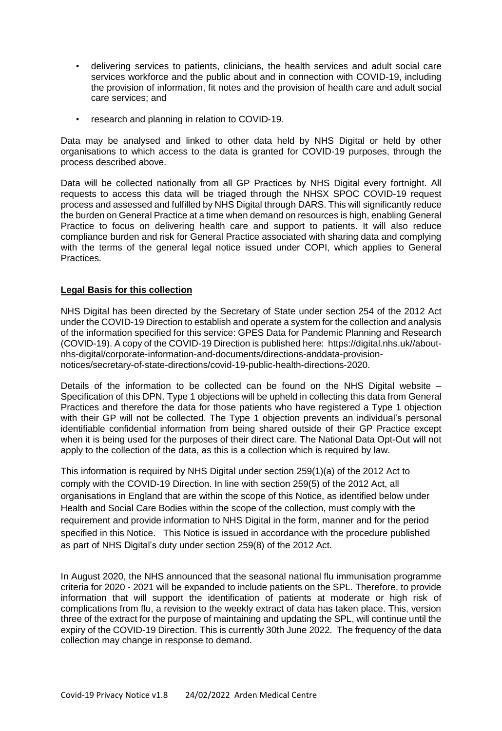- delivering services to patients, clinicians, the health services and adult social care services workforce and the public about and in connection with COVID-19, including the provision of information, fit notes and the provision of health care and adult social care services; and
- research and planning in relation to COVID-19.

Data may be analysed and linked to other data held by NHS Digital or held by other organisations to which access to the data is granted for COVID-19 purposes, through the process described above.

Data will be collected nationally from all GP Practices by NHS Digital every fortnight. All requests to access this data will be triaged through the NHSX SPOC COVID-19 request process and assessed and fulfilled by NHS Digital through DARS. This will significantly reduce the burden on General Practice at a time when demand on resources is high, enabling General Practice to focus on delivering health care and support to patients. It will also reduce compliance burden and risk for General Practice associated with sharing data and complying with the terms of the general legal notice issued under COPI, which applies to General Practices.

**Legal Basis for this collection**

NHS Digital has been directed by the Secretary of State under section 254 of the 2012 Act under the COVID-19 Direction to establish and operate a system for the collection and analysis of the information specified for this service: GPES Data for Pandemic Planning and Research (COVID-19). A copy of the COVID-19 Direction is published here: https://digital.nhs.uk//about-nhs-digital/corporate-information-and-documents/directions-anddata-provision-notices/secretary-of-state-directions/covid-19-public-health-directions-2020.

Details of the information to be collected can be found on the NHS Digital website – Specification of this DPN. Type 1 objections will be upheld in collecting this data from General Practices and therefore the data for those patients who have registered a Type 1 objection with their GP will not be collected. The Type 1 objection prevents an individual's personal identifiable confidential information from being shared outside of their GP Practice except when it is being used for the purposes of their direct care. The National Data Opt-Out will not apply to the collection of the data, as this is a collection which is required by law.

This information is required by NHS Digital under section 259(1)(a) of the 2012 Act to comply with the COVID-19 Direction. In line with section 259(5) of the 2012 Act, all organisations in England that are within the scope of this Notice, as identified below under Health and Social Care Bodies within the scope of the collection, must comply with the requirement and provide information to NHS Digital in the form, manner and for the period specified in this Notice. This Notice is issued in accordance with the procedure published as part of NHS Digital's duty under section 259(8) of the 2012 Act.

In August 2020, the NHS announced that the seasonal national flu immunisation programme criteria for 2020 - 2021 will be expanded to include patients on the SPL. Therefore, to provide information that will support the identification of patients at moderate or high risk of complications from flu, a revision to the weekly extract of data has taken place. This, version three of the extract for the purpose of maintaining and updating the SPL, will continue until the expiry of the COVID-19 Direction. This is currently 30th June 2022. The frequency of the data collection may change in response to demand.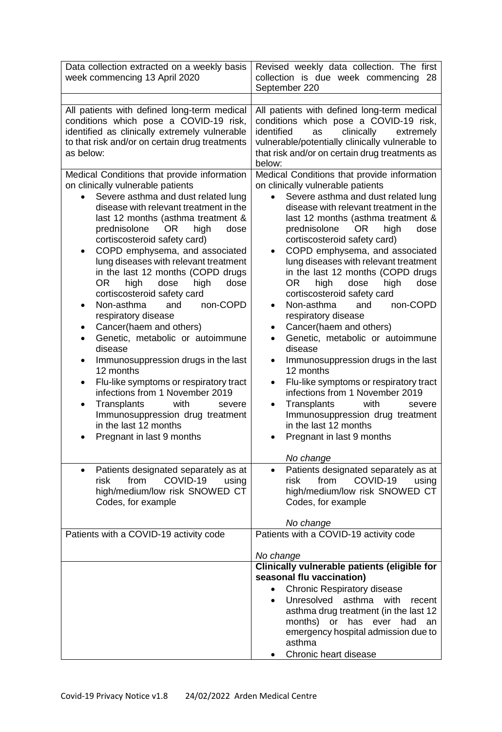| Data collection extracted on a weekly basis week commencing 13 April 2020 | Revised weekly data collection. The first collection is due week commencing 28 September 220 |
| --- | --- |
| | |
| All patients with defined long-term medical conditions which pose a COVID-19 risk, identified as clinically extremely vulnerable to that risk and/or on certain drug treatments as below: | All patients with defined long-term medical conditions which pose a COVID-19 risk, identified as clinically extremely vulnerable/potentially clinically vulnerable to that risk and/or on certain drug treatments as below: |
| Medical Conditions that provide information on clinically vulnerable patients<br>• Severe asthma and dust related lung disease with relevant treatment in the last 12 months (asthma treatment & prednisolone OR high dose cortiscosteroid safety card)<br>• COPD emphysema, and associated lung diseases with relevant treatment in the last 12 months (COPD drugs OR high dose high dose cortiscosteroid safety card<br>• Non-asthma and non-COPD respiratory disease<br>• Cancer(haem and others)<br>• Genetic, metabolic or autoimmune disease<br>• Immunosuppression drugs in the last 12 months<br>• Flu-like symptoms or respiratory tract infections from 1 November 2019<br>• Transplants with severe Immunosuppression drug treatment in the last 12 months<br>• Pregnant in last 9 months | Medical Conditions that provide information on clinically vulnerable patients<br>• Severe asthma and dust related lung disease with relevant treatment in the last 12 months (asthma treatment & prednisolone OR high dose cortiscosteroid safety card)<br>• COPD emphysema, and associated lung diseases with relevant treatment in the last 12 months (COPD drugs OR high dose high dose cortiscosteroid safety card<br>• Non-asthma and non-COPD respiratory disease<br>• Cancer(haem and others)<br>• Genetic, metabolic or autoimmune disease<br>• Immunosuppression drugs in the last 12 months<br>• Flu-like symptoms or respiratory tract infections from 1 November 2019<br>• Transplants with severe Immunosuppression drug treatment in the last 12 months<br>• Pregnant in last 9 months<br><br>*No change* |
| • Patients designated separately as at risk from COVID-19 using high/medium/low risk SNOWED CT Codes, for example | • Patients designated separately as at risk from COVID-19 using high/medium/low risk SNOWED CT Codes, for example<br><br>*No change* |
| Patients with a COVID-19 activity code | Patients with a COVID-19 activity code<br><br>*No change* |
| | **Clinically vulnerable patients (eligible for seasonal flu vaccination)**<br>• Chronic Respiratory disease<br>• Unresolved asthma with recent asthma drug treatment (in the last 12 months) or has ever had an emergency hospital admission due to asthma<br>• Chronic heart disease |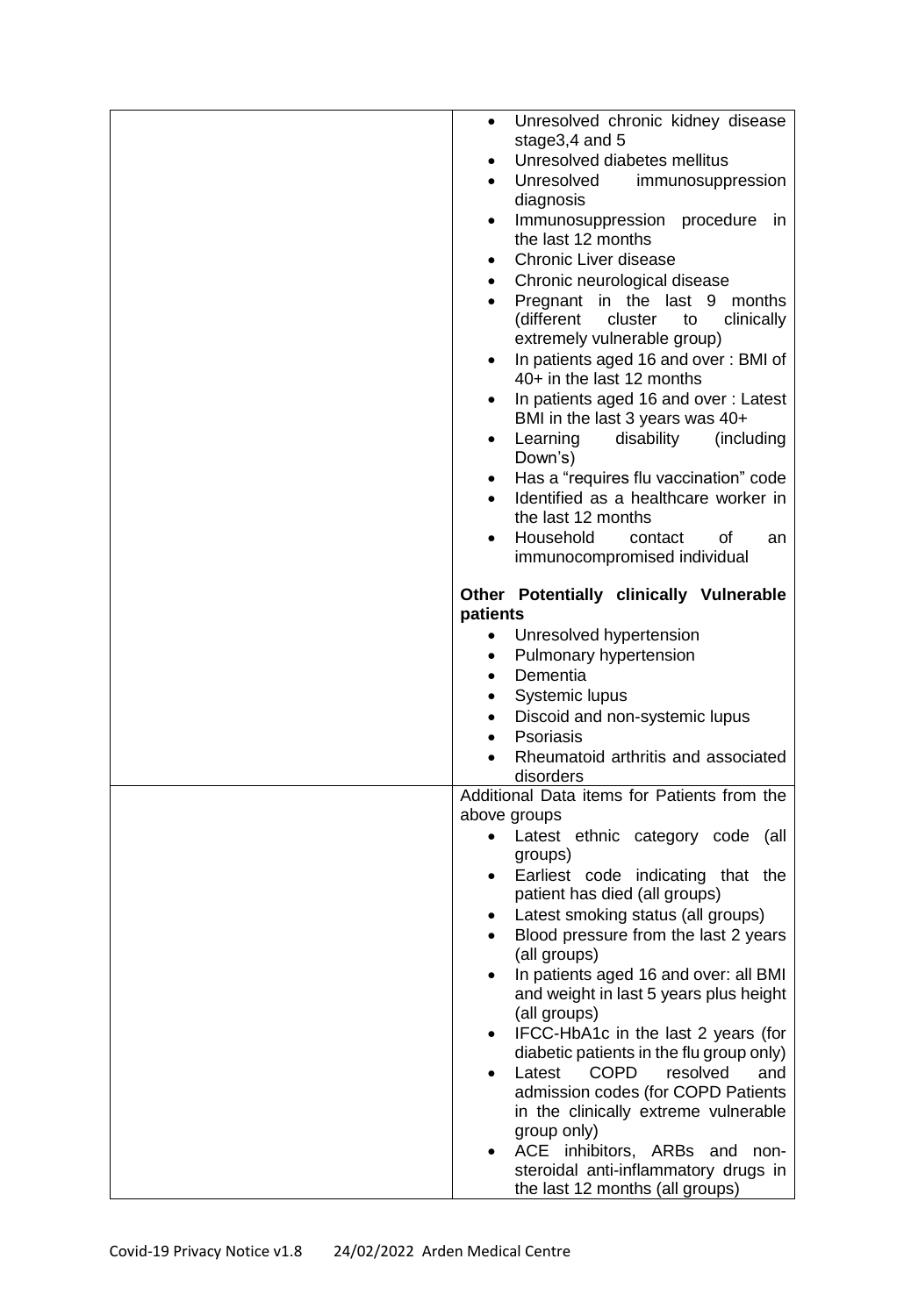| | |
|---|---|
| | • Unresolved chronic kidney disease stage3,4 and 5<br>• Unresolved diabetes mellitus<br>• Unresolved immunosuppression diagnosis<br>• Immunosuppression procedure in the last 12 months<br>• Chronic Liver disease<br>• Chronic neurological disease<br>• Pregnant in the last 9 months (different cluster to clinically extremely vulnerable group)<br>• In patients aged 16 and over : BMI of 40+ in the last 12 months<br>• In patients aged 16 and over : Latest BMI in the last 3 years was 40+<br>• Learning disability (including Down's)<br>• Has a "requires flu vaccination" code<br>• Identified as a healthcare worker in the last 12 months<br>• Household contact of an immunocompromised individual<br><br>**Other Potentially clinically Vulnerable patients**<br>• Unresolved hypertension<br>• Pulmonary hypertension<br>• Dementia<br>• Systemic lupus<br>• Discoid and non-systemic lupus<br>• Psoriasis<br>• Rheumatoid arthritis and associated disorders |
| | Additional Data items for Patients from the above groups<br>• Latest ethnic category code (all groups)<br>• Earliest code indicating that the patient has died (all groups)<br>• Latest smoking status (all groups)<br>• Blood pressure from the last 2 years (all groups)<br>• In patients aged 16 and over: all BMI and weight in last 5 years plus height (all groups)<br>• IFCC-HbA1c in the last 2 years (for diabetic patients in the flu group only)<br>• Latest COPD resolved and admission codes (for COPD Patients in the clinically extreme vulnerable group only)<br>• ACE inhibitors, ARBs and non-steroidal anti-inflammatory drugs in the last 12 months (all groups) |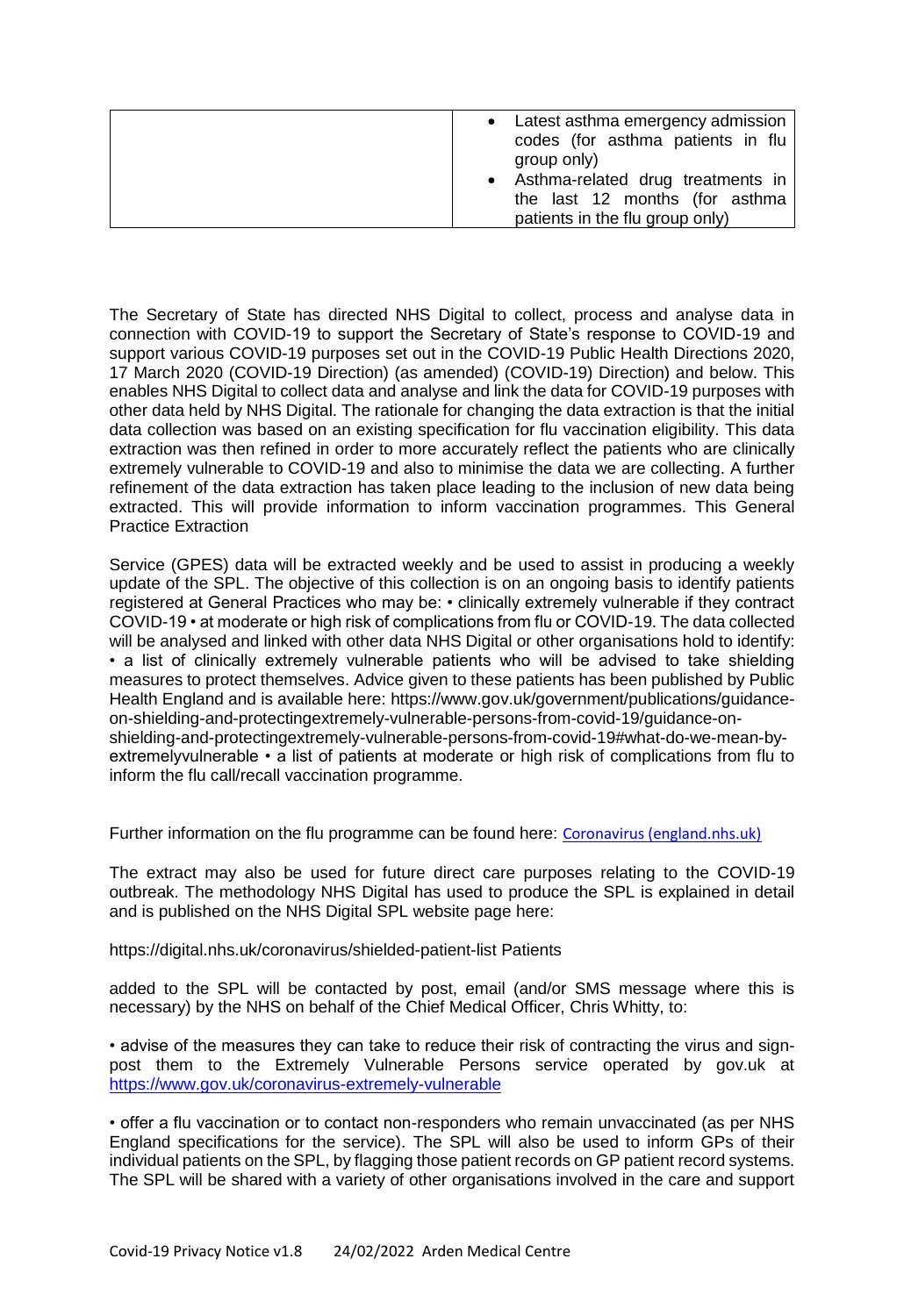| | |
|---|---|
| | • Latest asthma emergency admission codes (for asthma patients in flu group only)<br>• Asthma-related drug treatments in the last 12 months (for asthma patients in the flu group only) |

The Secretary of State has directed NHS Digital to collect, process and analyse data in connection with COVID-19 to support the Secretary of State's response to COVID-19 and support various COVID-19 purposes set out in the COVID-19 Public Health Directions 2020, 17 March 2020 (COVID-19 Direction) (as amended) (COVID-19) Direction) and below. This enables NHS Digital to collect data and analyse and link the data for COVID-19 purposes with other data held by NHS Digital. The rationale for changing the data extraction is that the initial data collection was based on an existing specification for flu vaccination eligibility. This data extraction was then refined in order to more accurately reflect the patients who are clinically extremely vulnerable to COVID-19 and also to minimise the data we are collecting. A further refinement of the data extraction has taken place leading to the inclusion of new data being extracted. This will provide information to inform vaccination programmes. This General Practice Extraction

Service (GPES) data will be extracted weekly and be used to assist in producing a weekly update of the SPL. The objective of this collection is on an ongoing basis to identify patients registered at General Practices who may be: • clinically extremely vulnerable if they contract COVID-19 • at moderate or high risk of complications from flu or COVID-19. The data collected will be analysed and linked with other data NHS Digital or other organisations hold to identify: • a list of clinically extremely vulnerable patients who will be advised to take shielding measures to protect themselves. Advice given to these patients has been published by Public Health England and is available here: https://www.gov.uk/government/publications/guidance-on-shielding-and-protectingextremely-vulnerable-persons-from-covid-19/guidance-on-shielding-and-protectingextremely-vulnerable-persons-from-covid-19#what-do-we-mean-by-extremelyvulnerable • a list of patients at moderate or high risk of complications from flu to inform the flu call/recall vaccination programme.

Further information on the flu programme can be found here: Coronavirus (england.nhs.uk)

The extract may also be used for future direct care purposes relating to the COVID-19 outbreak. The methodology NHS Digital has used to produce the SPL is explained in detail and is published on the NHS Digital SPL website page here:

https://digital.nhs.uk/coronavirus/shielded-patient-list Patients

added to the SPL will be contacted by post, email (and/or SMS message where this is necessary) by the NHS on behalf of the Chief Medical Officer, Chris Whitty, to:

• advise of the measures they can take to reduce their risk of contracting the virus and sign-post them to the Extremely Vulnerable Persons service operated by gov.uk at https://www.gov.uk/coronavirus-extremely-vulnerable

• offer a flu vaccination or to contact non-responders who remain unvaccinated (as per NHS England specifications for the service). The SPL will also be used to inform GPs of their individual patients on the SPL, by flagging those patient records on GP patient record systems. The SPL will be shared with a variety of other organisations involved in the care and support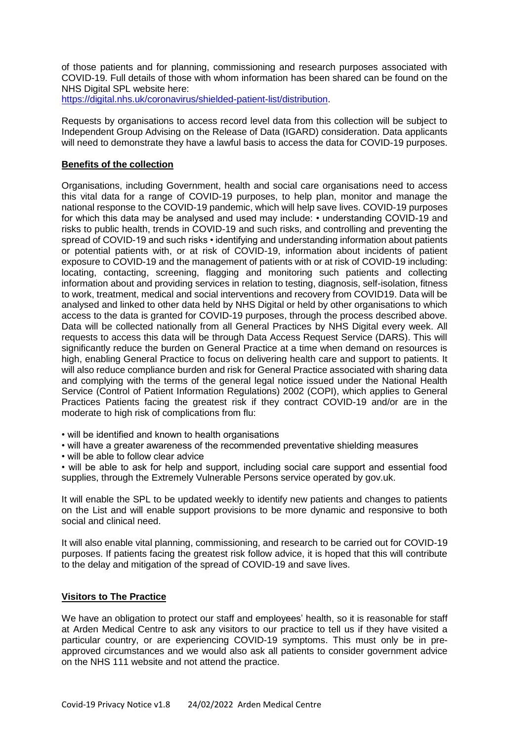of those patients and for planning, commissioning and research purposes associated with COVID-19. Full details of those with whom information has been shared can be found on the NHS Digital SPL website here: https://digital.nhs.uk/coronavirus/shielded-patient-list/distribution.

Requests by organisations to access record level data from this collection will be subject to Independent Group Advising on the Release of Data (IGARD) consideration. Data applicants will need to demonstrate they have a lawful basis to access the data for COVID-19 purposes.

**Benefits of the collection**

Organisations, including Government, health and social care organisations need to access this vital data for a range of COVID-19 purposes, to help plan, monitor and manage the national response to the COVID-19 pandemic, which will help save lives. COVID-19 purposes for which this data may be analysed and used may include: • understanding COVID-19 and risks to public health, trends in COVID-19 and such risks, and controlling and preventing the spread of COVID-19 and such risks • identifying and understanding information about patients or potential patients with, or at risk of COVID-19, information about incidents of patient exposure to COVID-19 and the management of patients with or at risk of COVID-19 including: locating, contacting, screening, flagging and monitoring such patients and collecting information about and providing services in relation to testing, diagnosis, self-isolation, fitness to work, treatment, medical and social interventions and recovery from COVID19. Data will be analysed and linked to other data held by NHS Digital or held by other organisations to which access to the data is granted for COVID-19 purposes, through the process described above. Data will be collected nationally from all General Practices by NHS Digital every week. All requests to access this data will be through Data Access Request Service (DARS). This will significantly reduce the burden on General Practice at a time when demand on resources is high, enabling General Practice to focus on delivering health care and support to patients. It will also reduce compliance burden and risk for General Practice associated with sharing data and complying with the terms of the general legal notice issued under the National Health Service (Control of Patient Information Regulations) 2002 (COPI), which applies to General Practices Patients facing the greatest risk if they contract COVID-19 and/or are in the moderate to high risk of complications from flu:

- will be identified and known to health organisations
- will have a greater awareness of the recommended preventative shielding measures
- will be able to follow clear advice
- will be able to ask for help and support, including social care support and essential food supplies, through the Extremely Vulnerable Persons service operated by gov.uk.

It will enable the SPL to be updated weekly to identify new patients and changes to patients on the List and will enable support provisions to be more dynamic and responsive to both social and clinical need.

It will also enable vital planning, commissioning, and research to be carried out for COVID-19 purposes. If patients facing the greatest risk follow advice, it is hoped that this will contribute to the delay and mitigation of the spread of COVID-19 and save lives.

**Visitors to The Practice**

We have an obligation to protect our staff and employees' health, so it is reasonable for staff at Arden Medical Centre to ask any visitors to our practice to tell us if they have visited a particular country, or are experiencing COVID-19 symptoms. This must only be in pre-approved circumstances and we would also ask all patients to consider government advice on the NHS 111 website and not attend the practice.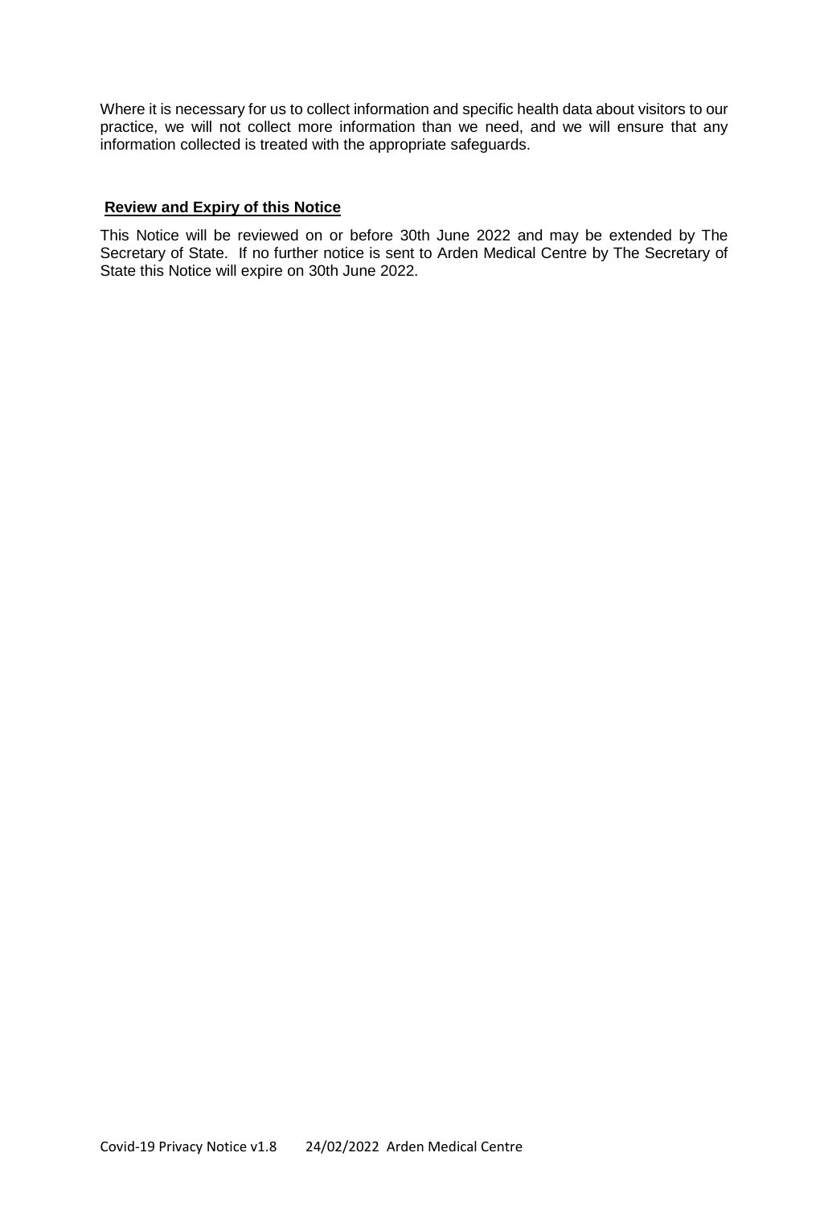Where it is necessary for us to collect information and specific health data about visitors to our practice, we will not collect more information than we need, and we will ensure that any information collected is treated with the appropriate safeguards.

## Review and Expiry of this Notice

This Notice will be reviewed on or before 30th June 2022 and may be extended by The Secretary of State. If no further notice is sent to Arden Medical Centre by The Secretary of State this Notice will expire on 30th June 2022.